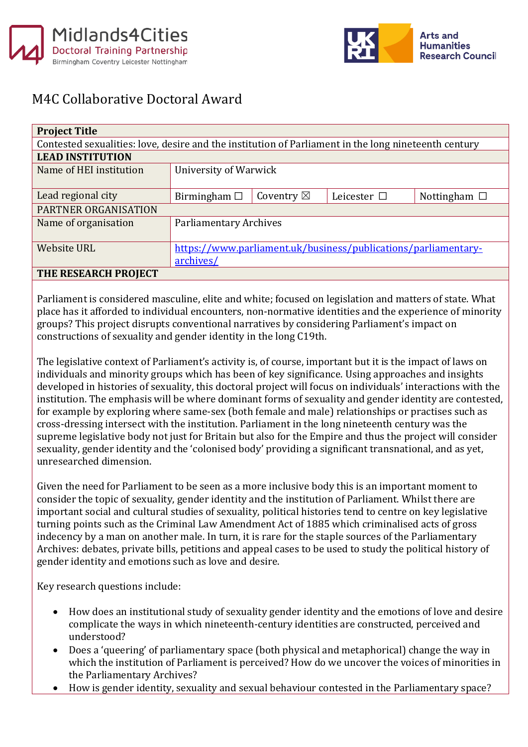Midlands4Cities
Doctoral Training Partnership
Birmingham Coventry Leicester Nottingham

UKRI Arts and Humanities Research Council

# M4C Collaborative Doctoral Award

| **Project Title** | | | | |
|---|---|---|---|---|
| Contested sexualities: love, desire and the institution of Parliament in the long nineteenth century | | | | |
| **LEAD INSTITUTION** | | | | |
| Name of HEI institution | University of Warwick | | | |
| Lead regional city | Birmingham ☐ | Coventry ☒ | Leicester ☐ | Nottingham ☐ |
| PARTNER ORGANISATION | | | | |
| Name of organisation | Parliamentary Archives | | | |
| Website URL | https://www.parliament.uk/business/publications/parliamentary-archives/ | | | |
| **THE RESEARCH PROJECT** | | | | |

Parliament is considered masculine, elite and white; focused on legislation and matters of state. What place has it afforded to individual encounters, non-normative identities and the experience of minority groups? This project disrupts conventional narratives by considering Parliament's impact on constructions of sexuality and gender identity in the long C19th.

The legislative context of Parliament's activity is, of course, important but it is the impact of laws on individuals and minority groups which has been of key significance. Using approaches and insights developed in histories of sexuality, this doctoral project will focus on individuals' interactions with the institution. The emphasis will be where dominant forms of sexuality and gender identity are contested, for example by exploring where same-sex (both female and male) relationships or practises such as cross-dressing intersect with the institution. Parliament in the long nineteenth century was the supreme legislative body not just for Britain but also for the Empire and thus the project will consider sexuality, gender identity and the 'colonised body' providing a significant transnational, and as yet, unresearched dimension.

Given the need for Parliament to be seen as a more inclusive body this is an important moment to consider the topic of sexuality, gender identity and the institution of Parliament. Whilst there are important social and cultural studies of sexuality, political histories tend to centre on key legislative turning points such as the Criminal Law Amendment Act of 1885 which criminalised acts of gross indecency by a man on another male. In turn, it is rare for the staple sources of the Parliamentary Archives: debates, private bills, petitions and appeal cases to be used to study the political history of gender identity and emotions such as love and desire.

Key research questions include:

- How does an institutional study of sexuality gender identity and the emotions of love and desire complicate the ways in which nineteenth-century identities are constructed, perceived and understood?
- Does a 'queering' of parliamentary space (both physical and metaphorical) change the way in which the institution of Parliament is perceived? How do we uncover the voices of minorities in the Parliamentary Archives?
- How is gender identity, sexuality and sexual behaviour contested in the Parliamentary space?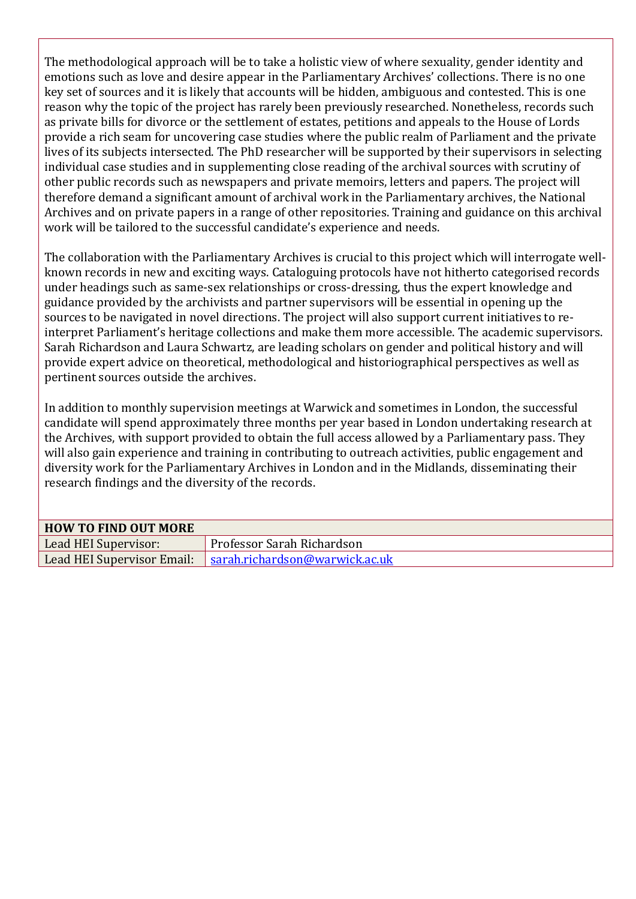The methodological approach will be to take a holistic view of where sexuality, gender identity and emotions such as love and desire appear in the Parliamentary Archives' collections. There is no one key set of sources and it is likely that accounts will be hidden, ambiguous and contested. This is one reason why the topic of the project has rarely been previously researched. Nonetheless, records such as private bills for divorce or the settlement of estates, petitions and appeals to the House of Lords provide a rich seam for uncovering case studies where the public realm of Parliament and the private lives of its subjects intersected. The PhD researcher will be supported by their supervisors in selecting individual case studies and in supplementing close reading of the archival sources with scrutiny of other public records such as newspapers and private memoirs, letters and papers. The project will therefore demand a significant amount of archival work in the Parliamentary archives, the National Archives and on private papers in a range of other repositories. Training and guidance on this archival work will be tailored to the successful candidate's experience and needs.

The collaboration with the Parliamentary Archives is crucial to this project which will interrogate well-known records in new and exciting ways. Cataloguing protocols have not hitherto categorised records under headings such as same-sex relationships or cross-dressing, thus the expert knowledge and guidance provided by the archivists and partner supervisors will be essential in opening up the sources to be navigated in novel directions. The project will also support current initiatives to re-interpret Parliament's heritage collections and make them more accessible. The academic supervisors. Sarah Richardson and Laura Schwartz, are leading scholars on gender and political history and will provide expert advice on theoretical, methodological and historiographical perspectives as well as pertinent sources outside the archives.

In addition to monthly supervision meetings at Warwick and sometimes in London, the successful candidate will spend approximately three months per year based in London undertaking research at the Archives, with support provided to obtain the full access allowed by a Parliamentary pass. They will also gain experience and training in contributing to outreach activities, public engagement and diversity work for the Parliamentary Archives in London and in the Midlands, disseminating their research findings and the diversity of the records.

| **HOW TO FIND OUT MORE** | |
|---|---|
| Lead HEI Supervisor: | Professor Sarah Richardson |
| Lead HEI Supervisor Email: | sarah.richardson@warwick.ac.uk |